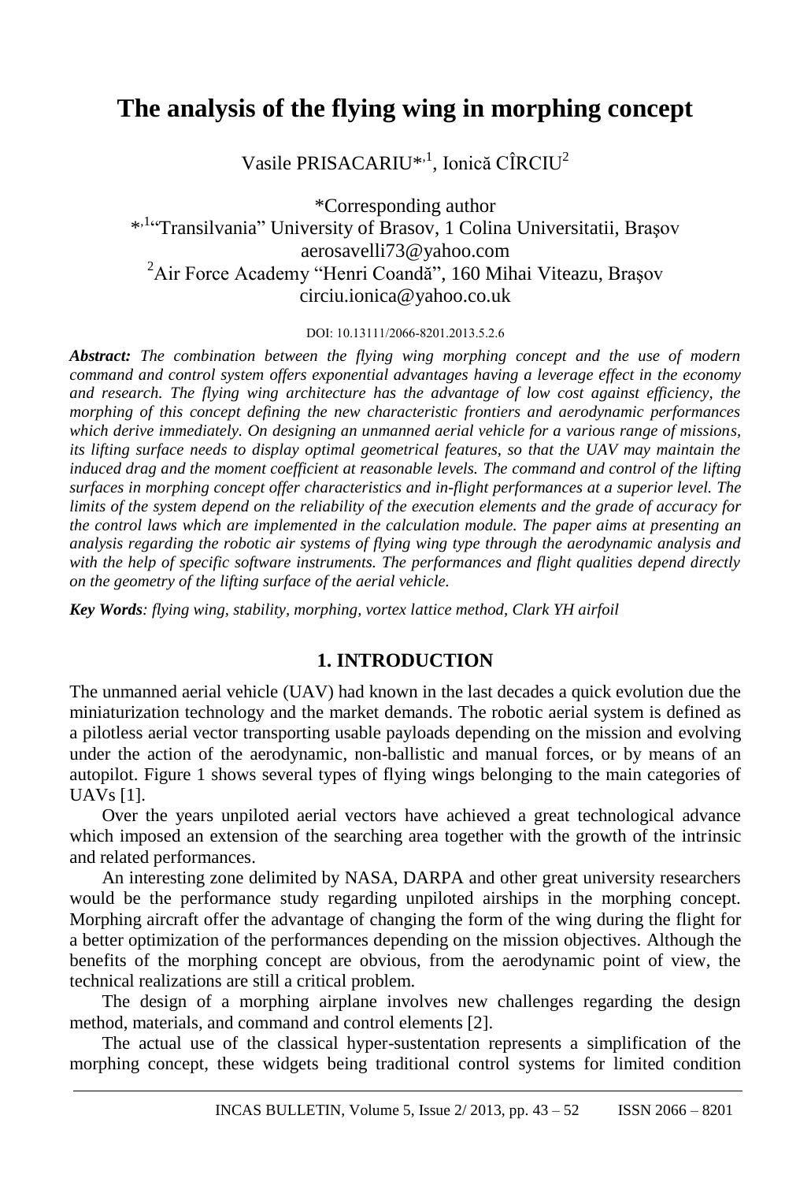# The analysis of the flying wing in morphing concept

Vasile PRISACARIU*[,1], Ionică CÎRCIU[2]

*Corresponding author

*[,1]"Transilvania" University of Brasov, 1 Colina Universitatii, Braşov
aerosavelli73@yahoo.com

[2]Air Force Academy "Henri Coandă", 160 Mihai Viteazu, Braşov
circiu.ionica@yahoo.co.uk

DOI: 10.13111/2066-8201.2013.5.2.6

***Abstract:*** *The combination between the flying wing morphing concept and the use of modern command and control system offers exponential advantages having a leverage effect in the economy and research. The flying wing architecture has the advantage of low cost against efficiency, the morphing of this concept defining the new characteristic frontiers and aerodynamic performances which derive immediately. On designing an unmanned aerial vehicle for a various range of missions, its lifting surface needs to display optimal geometrical features, so that the UAV may maintain the induced drag and the moment coefficient at reasonable levels. The command and control of the lifting surfaces in morphing concept offer characteristics and in-flight performances at a superior level. The limits of the system depend on the reliability of the execution elements and the grade of accuracy for the control laws which are implemented in the calculation module. The paper aims at presenting an analysis regarding the robotic air systems of flying wing type through the aerodynamic analysis and with the help of specific software instruments. The performances and flight qualities depend directly on the geometry of the lifting surface of the aerial vehicle.*

***Key Words****: flying wing, stability, morphing, vortex lattice method, Clark YH airfoil*

## 1. INTRODUCTION

The unmanned aerial vehicle (UAV) had known in the last decades a quick evolution due the miniaturization technology and the market demands. The robotic aerial system is defined as a pilotless aerial vector transporting usable payloads depending on the mission and evolving under the action of the aerodynamic, non-ballistic and manual forces, or by means of an autopilot. Figure 1 shows several types of flying wings belonging to the main categories of UAVs [1].

Over the years unpiloted aerial vectors have achieved a great technological advance which imposed an extension of the searching area together with the growth of the intrinsic and related performances.

An interesting zone delimited by NASA, DARPA and other great university researchers would be the performance study regarding unpiloted airships in the morphing concept. Morphing aircraft offer the advantage of changing the form of the wing during the flight for a better optimization of the performances depending on the mission objectives. Although the benefits of the morphing concept are obvious, from the aerodynamic point of view, the technical realizations are still a critical problem.

The design of a morphing airplane involves new challenges regarding the design method, materials, and command and control elements [2].

The actual use of the classical hyper-sustentation represents a simplification of the morphing concept, these widgets being traditional control systems for limited condition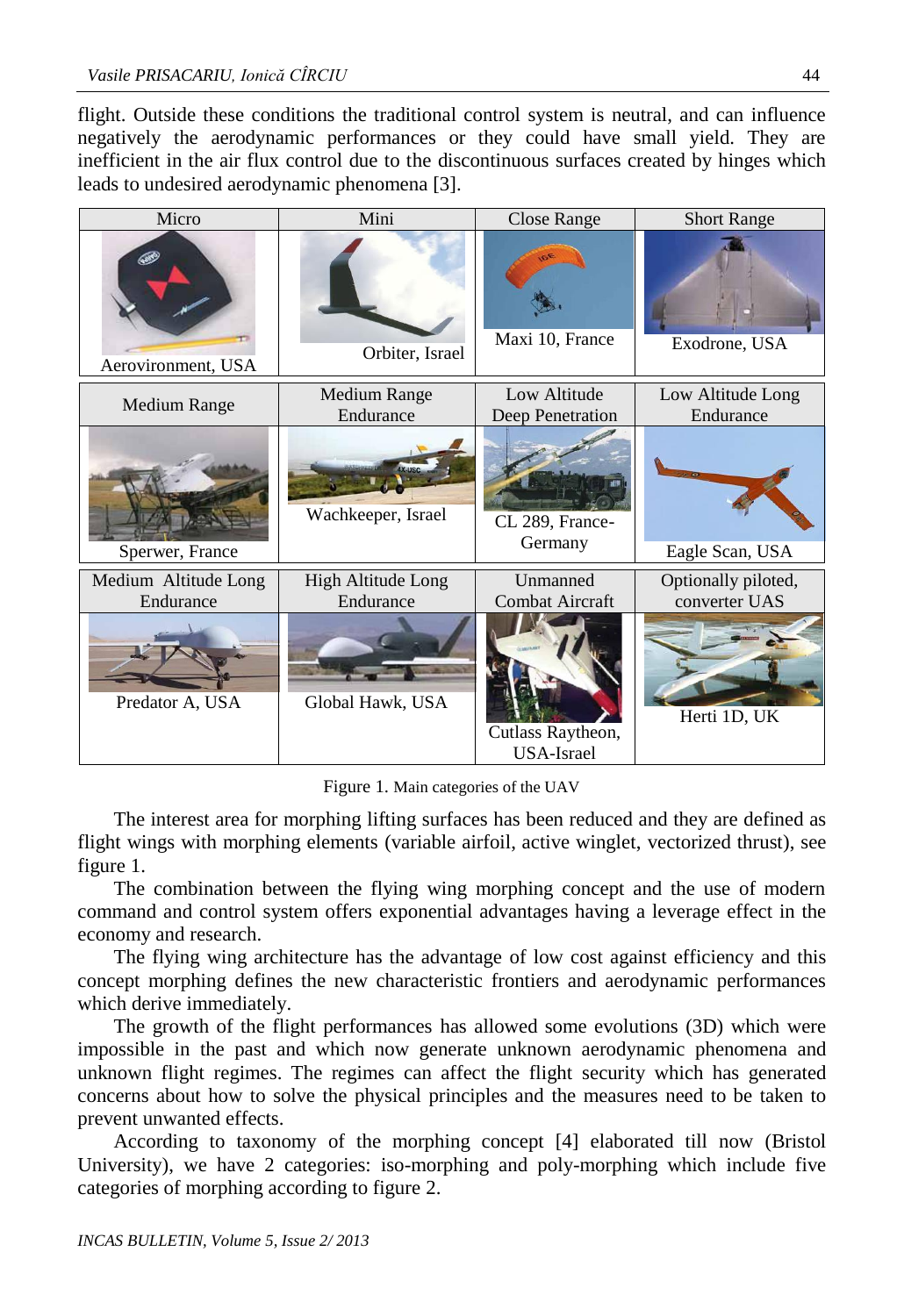flight. Outside these conditions the traditional control system is neutral, and can influence negatively the aerodynamic performances or they could have small yield. They are inefficient in the air flux control due to the discontinuous surfaces created by hinges which leads to undesired aerodynamic phenomena [3].

| Micro | Mini | Close Range | Short Range |
|---|---|---|---|
| Aerovironment, USA | Orbiter, Israel | Maxi 10, France | Exodrone, USA |
| **Medium Range** | **Medium Range Endurance** | **Low Altitude Deep Penetration** | **Low Altitude Long Endurance** |
| Sperwer, France | Wachkeeper, Israel | CL 289, France-Germany | Eagle Scan, USA |
| **Medium Altitude Long Endurance** | **High Altitude Long Endurance** | **Unmanned Combat Aircraft** | **Optionally piloted, converter UAS** |
| Predator A, USA | Global Hawk, USA | Cutlass Raytheon, USA-Israel | Herti 1D, UK |

Figure 1. Main categories of the UAV

The interest area for morphing lifting surfaces has been reduced and they are defined as flight wings with morphing elements (variable airfoil, active winglet, vectorized thrust), see figure 1.

The combination between the flying wing morphing concept and the use of modern command and control system offers exponential advantages having a leverage effect in the economy and research.

The flying wing architecture has the advantage of low cost against efficiency and this concept morphing defines the new characteristic frontiers and aerodynamic performances which derive immediately.

The growth of the flight performances has allowed some evolutions (3D) which were impossible in the past and which now generate unknown aerodynamic phenomena and unknown flight regimes. The regimes can affect the flight security which has generated concerns about how to solve the physical principles and the measures need to be taken to prevent unwanted effects.

According to taxonomy of the morphing concept [4] elaborated till now (Bristol University), we have 2 categories: iso-morphing and poly-morphing which include five categories of morphing according to figure 2.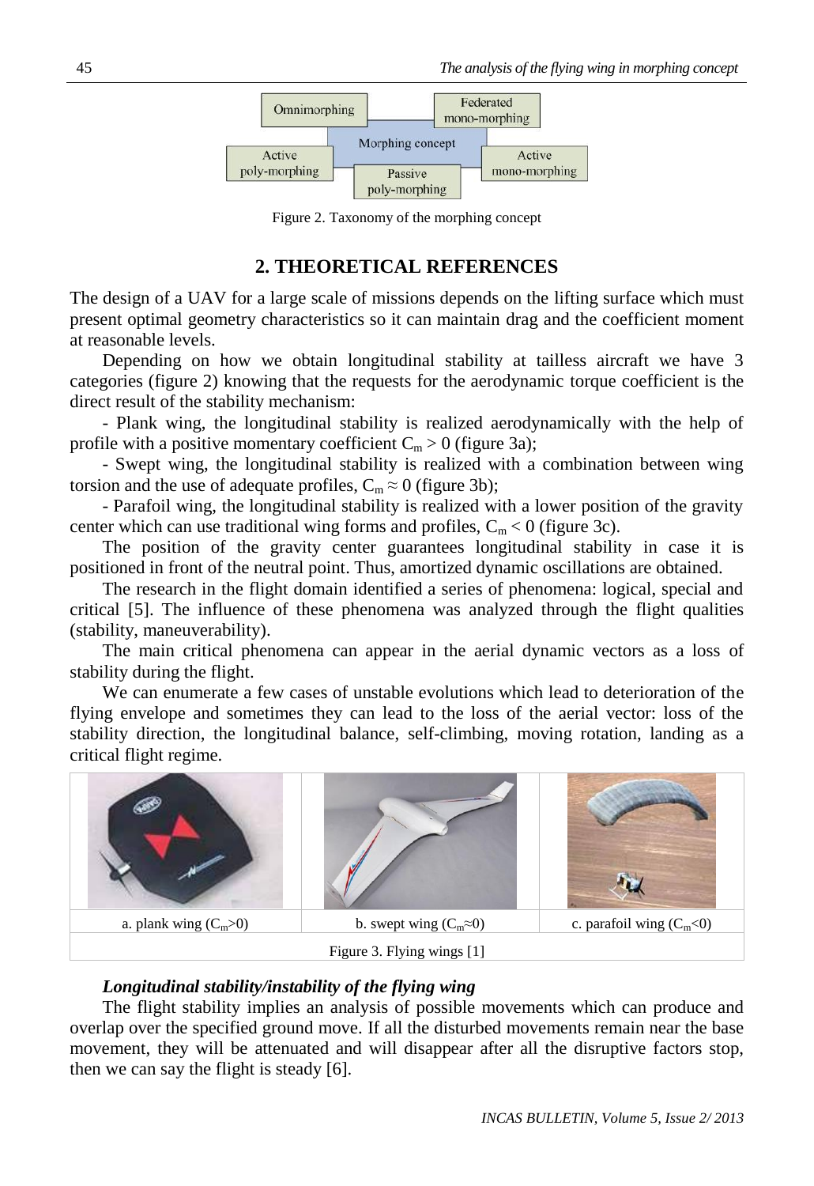Figure 2. Taxonomy of the morphing concept

## 2. THEORETICAL REFERENCES

The design of a UAV for a large scale of missions depends on the lifting surface which must present optimal geometry characteristics so it can maintain drag and the coefficient moment at reasonable levels.

Depending on how we obtain longitudinal stability at tailless aircraft we have 3 categories (figure 2) knowing that the requests for the aerodynamic torque coefficient is the direct result of the stability mechanism:

- Plank wing, the longitudinal stability is realized aerodynamically with the help of profile with a positive momentary coefficient $C_m > 0$ (figure 3a);

- Swept wing, the longitudinal stability is realized with a combination between wing torsion and the use of adequate profiles, $C_m \approx 0$ (figure 3b);

- Parafoil wing, the longitudinal stability is realized with a lower position of the gravity center which can use traditional wing forms and profiles, $C_m < 0$ (figure 3c).

The position of the gravity center guarantees longitudinal stability in case it is positioned in front of the neutral point. Thus, amortized dynamic oscillations are obtained.

The research in the flight domain identified a series of phenomena: logical, special and critical [5]. The influence of these phenomena was analyzed through the flight qualities (stability, maneuverability).

The main critical phenomena can appear in the aerial dynamic vectors as a loss of stability during the flight.

We can enumerate a few cases of unstable evolutions which lead to deterioration of the flying envelope and sometimes they can lead to the loss of the aerial vector: loss of the stability direction, the longitudinal balance, self-climbing, moving rotation, landing as a critical flight regime.

a. plank wing ($C_m$>0) | b. swept wing ($C_m$≈0) | c. parafoil wing ($C_m$<0)

Figure 3. Flying wings [1]

### *Longitudinal stability/instability of the flying wing*

The flight stability implies an analysis of possible movements which can produce and overlap over the specified ground move. If all the disturbed movements remain near the base movement, they will be attenuated and will disappear after all the disruptive factors stop, then we can say the flight is steady [6].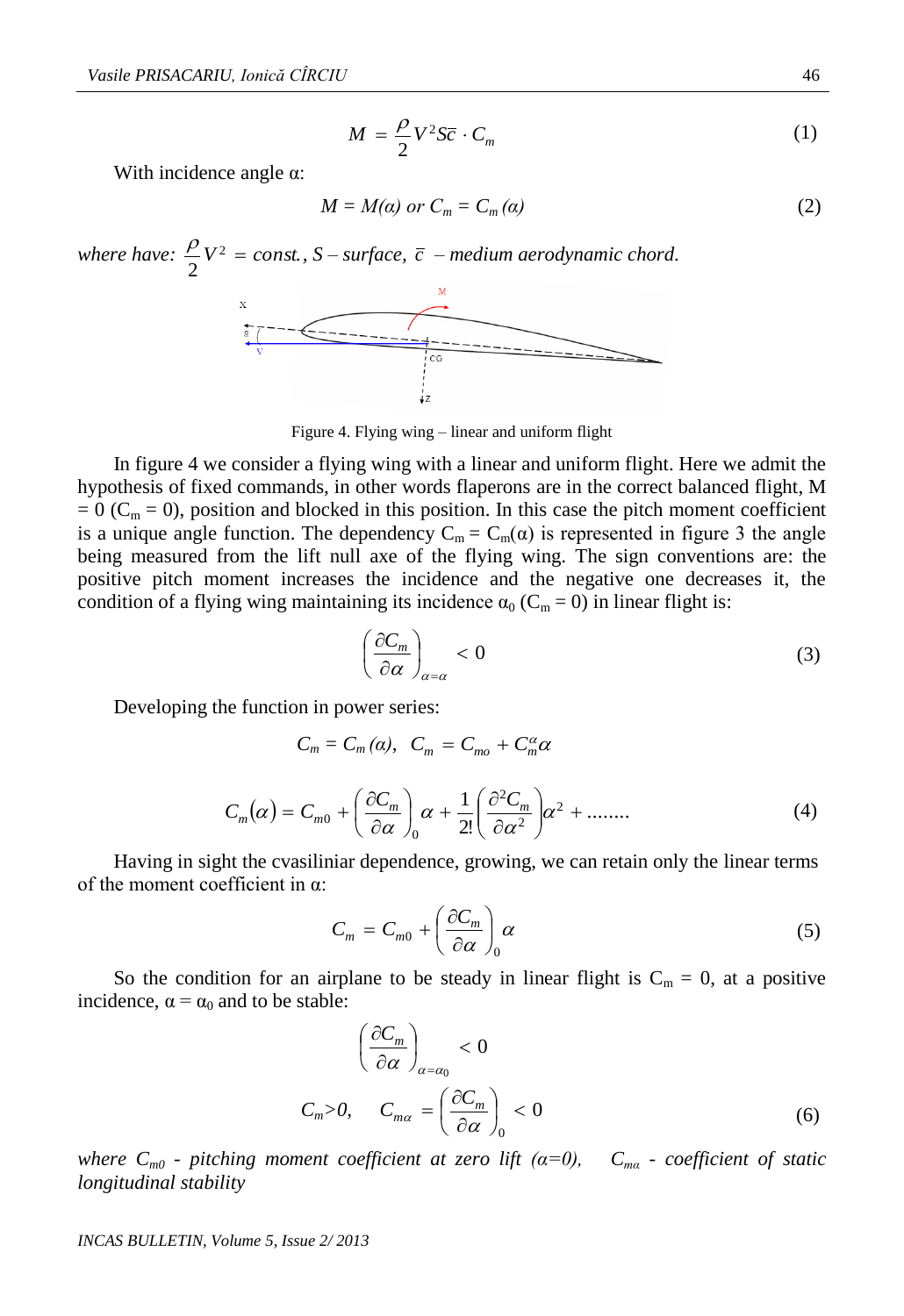$$M = \frac{\rho}{2} V^2 S \bar{c} \cdot C_m \tag{1}$$

With incidence angle α:

$$M = M(\alpha) \text{ or } C_m = C_m(\alpha) \tag{2}$$

*where have:* $\frac{\rho}{2} V^2 = const.$, *S – surface,* $\bar{c}$ *– medium aerodynamic chord.*

Figure 4. Flying wing – linear and uniform flight

In figure 4 we consider a flying wing with a linear and uniform flight. Here we admit the hypothesis of fixed commands, in other words flaperons are in the correct balanced flight, $M = 0$ ($C_m = 0$), position and blocked in this position. In this case the pitch moment coefficient is a unique angle function. The dependency $C_m = C_m(\alpha)$ is represented in figure 3 the angle being measured from the lift null axe of the flying wing. The sign conventions are: the positive pitch moment increases the incidence and the negative one decreases it, the condition of a flying wing maintaining its incidence $\alpha_0$ ($C_m = 0$) in linear flight is:

$$\left(\frac{\partial C_m}{\partial \alpha}\right)_{\alpha=\alpha} < 0 \tag{3}$$

Developing the function in power series:

$$C_m = C_m(\alpha), \quad C_m = C_{mo} + C_m^{\alpha} \alpha$$

$$C_m(\alpha) = C_{m0} + \left(\frac{\partial C_m}{\partial \alpha}\right)_0 \alpha + \frac{1}{2!}\left(\frac{\partial^2 C_m}{\partial \alpha^2}\right)\alpha^2 + \ldots\ldots \tag{4}$$

Having in sight the cvasiliniar dependence, growing, we can retain only the linear terms of the moment coefficient in α:

$$C_m = C_{m0} + \left(\frac{\partial C_m}{\partial \alpha}\right)_0 \alpha \tag{5}$$

So the condition for an airplane to be steady in linear flight is $C_m = 0$, at a positive incidence, $\alpha = \alpha_0$ and to be stable:

$$\left(\frac{\partial C_m}{\partial \alpha}\right)_{\alpha=\alpha_0} < 0$$

$$C_m > 0, \quad C_{m\alpha} = \left(\frac{\partial C_m}{\partial \alpha}\right)_0 < 0 \tag{6}$$

*where* $C_{m0}$ *- pitching moment coefficient at zero lift (*$\alpha=0$*),* $C_{m\alpha}$ *- coefficient of static longitudinal stability*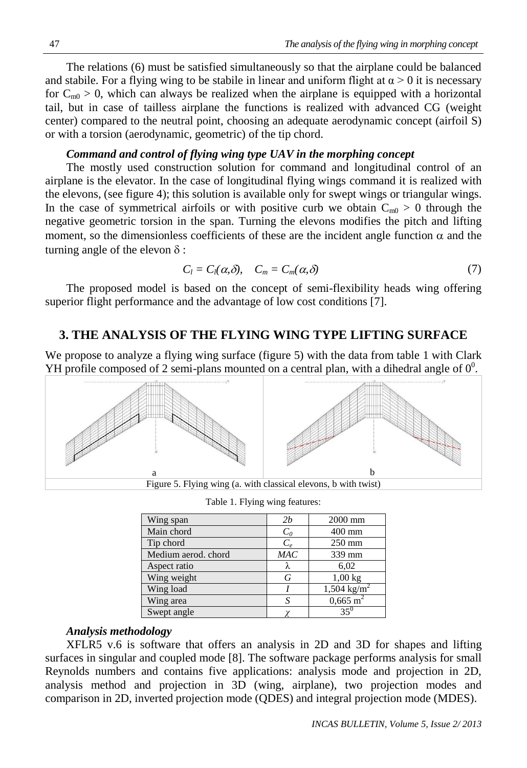The relations (6) must be satisfied simultaneously so that the airplane could be balanced and stabile. For a flying wing to be stabile in linear and uniform flight at $\alpha > 0$ it is necessary for $C_{m0} > 0$, which can always be realized when the airplane is equipped with a horizontal tail, but in case of tailless airplane the functions is realized with advanced CG (weight center) compared to the neutral point, choosing an adequate aerodynamic concept (airfoil S) or with a torsion (aerodynamic, geometric) of the tip chord.

### *Command and control of flying wing type UAV in the morphing concept*

The mostly used construction solution for command and longitudinal control of an airplane is the elevator. In the case of longitudinal flying wings command it is realized with the elevons, (see figure 4); this solution is available only for swept wings or triangular wings. In the case of symmetrical airfoils or with positive curb we obtain $C_{m0} > 0$ through the negative geometric torsion in the span. Turning the elevons modifies the pitch and lifting moment, so the dimensionless coefficients of these are the incident angle function $\alpha$ and the turning angle of the elevon $\delta$ :

$$C_l = C_l(\alpha,\delta), \quad C_m = C_m(\alpha,\delta) \tag{7}$$

The proposed model is based on the concept of semi-flexibility heads wing offering superior flight performance and the advantage of low cost conditions [7].

## 3. THE ANALYSIS OF THE FLYING WING TYPE LIFTING SURFACE

We propose to analyze a flying wing surface (figure 5) with the data from table 1 with Clark YH profile composed of 2 semi-plans mounted on a central plan, with a dihedral angle of $0^0$.

a b

Figure 5. Flying wing (a. with classical elevons, b with twist)

Table 1. Flying wing features:

| Wing span | $2b$ | 2000 mm |
|---|---|---|
| Main chord | $C_0$ | 400 mm |
| Tip chord | $C_e$ | 250 mm |
| Medium aerod. chord | $MAC$ | 339 mm |
| Aspect ratio | $\lambda$ | 6,02 |
| Wing weight | $G$ | 1,00 kg |
| Wing load | $I$ | 1,504 kg/m$^2$ |
| Wing area | $S$ | 0,665 m$^2$ |
| Swept angle | $\chi$ | $35^0$ |

### *Analysis methodology*

XFLR5 v.6 is software that offers an analysis in 2D and 3D for shapes and lifting surfaces in singular and coupled mode [8]. The software package performs analysis for small Reynolds numbers and contains five applications: analysis mode and projection in 2D, analysis method and projection in 3D (wing, airplane), two projection modes and comparison in 2D, inverted projection mode (QDES) and integral projection mode (MDES).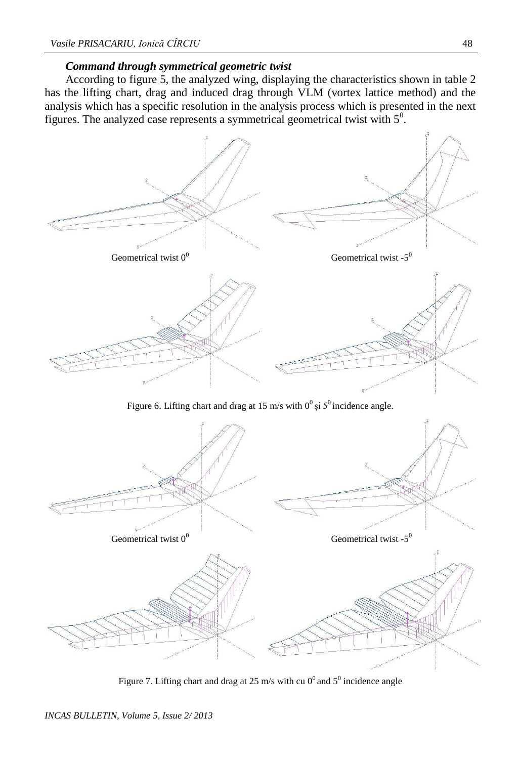***Command through symmetrical geometric twist***

According to figure 5, the analyzed wing, displaying the characteristics shown in table 2 has the lifting chart, drag and induced drag through VLM (vortex lattice method) and the analysis which has a specific resolution in the analysis process which is presented in the next figures. The analyzed case represents a symmetrical geometrical twist with $5^0$.

Geometrical twist $0^0$

Geometrical twist $-5^0$

Figure 6. Lifting chart and drag at 15 m/s with $0^0$ şi $5^0$ incidence angle.

Geometrical twist $0^0$

Geometrical twist $-5^0$

Figure 7. Lifting chart and drag at 25 m/s with cu $0^0$ and $5^0$ incidence angle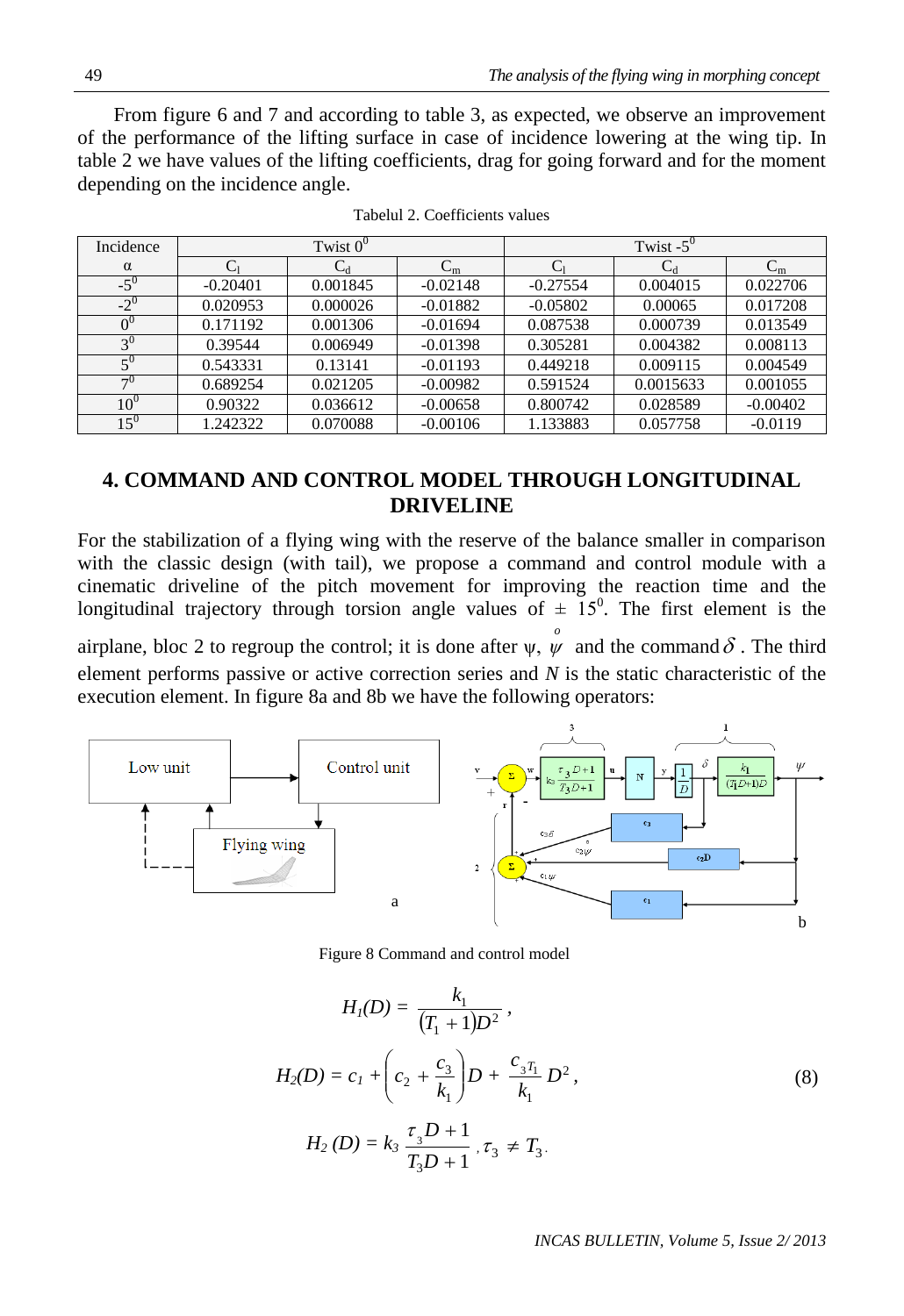From figure 6 and 7 and according to table 3, as expected, we observe an improvement of the performance of the lifting surface in case of incidence lowering at the wing tip. In table 2 we have values of the lifting coefficients, drag for going forward and for the moment depending on the incidence angle.

Tabelul 2. Coefficients values

| Incidence | Twist $0^0$ | | | Twist $-5^0$ | | |
|---|---|---|---|---|---|---|
| α | $C_l$ | $C_d$ | $C_m$ | $C_l$ | $C_d$ | $C_m$ |
| $-5^0$ | -0.20401 | 0.001845 | -0.02148 | -0.27554 | 0.004015 | 0.022706 |
| $-2^0$ | 0.020953 | 0.000026 | -0.01882 | -0.05802 | 0.00065 | 0.017208 |
| $0^0$ | 0.171192 | 0.001306 | -0.01694 | 0.087538 | 0.000739 | 0.013549 |
| $3^0$ | 0.39544 | 0.006949 | -0.01398 | 0.305281 | 0.004382 | 0.008113 |
| $5^0$ | 0.543331 | 0.13141 | -0.01193 | 0.449218 | 0.009115 | 0.004549 |
| $7^0$ | 0.689254 | 0.021205 | -0.00982 | 0.591524 | 0.0015633 | 0.001055 |
| $10^0$ | 0.90322 | 0.036612 | -0.00658 | 0.800742 | 0.028589 | -0.00402 |
| $15^0$ | 1.242322 | 0.070088 | -0.00106 | 1.133883 | 0.057758 | -0.0119 |

## 4. COMMAND AND CONTROL MODEL THROUGH LONGITUDINAL DRIVELINE

For the stabilization of a flying wing with the reserve of the balance smaller in comparison with the classic design (with tail), we propose a command and control module with a cinematic driveline of the pitch movement for improving the reaction time and the longitudinal trajectory through torsion angle values of $\pm\ 15^0$. The first element is the airplane, bloc 2 to regroup the control; it is done after ψ, $\overset{o}{\psi}$ and the command $\delta$ . The third element performs passive or active correction series and *N* is the static characteristic of the execution element. In figure 8a and 8b we have the following operators:

Figure 8 Command and control model

$$H_1(D) = \frac{k_1}{(T_1+1)D^2}\,,$$

$$H_2(D) = c_1 + \left(c_2 + \frac{c_3}{k_1}\right)D + \frac{c_3 T_1}{k_1}\,D^2\,, \tag{8}$$

$$H_2\,(D) = k_3\,\frac{\tau_3 D+1}{T_3 D+1}\,, \tau_3 \neq T_3.$$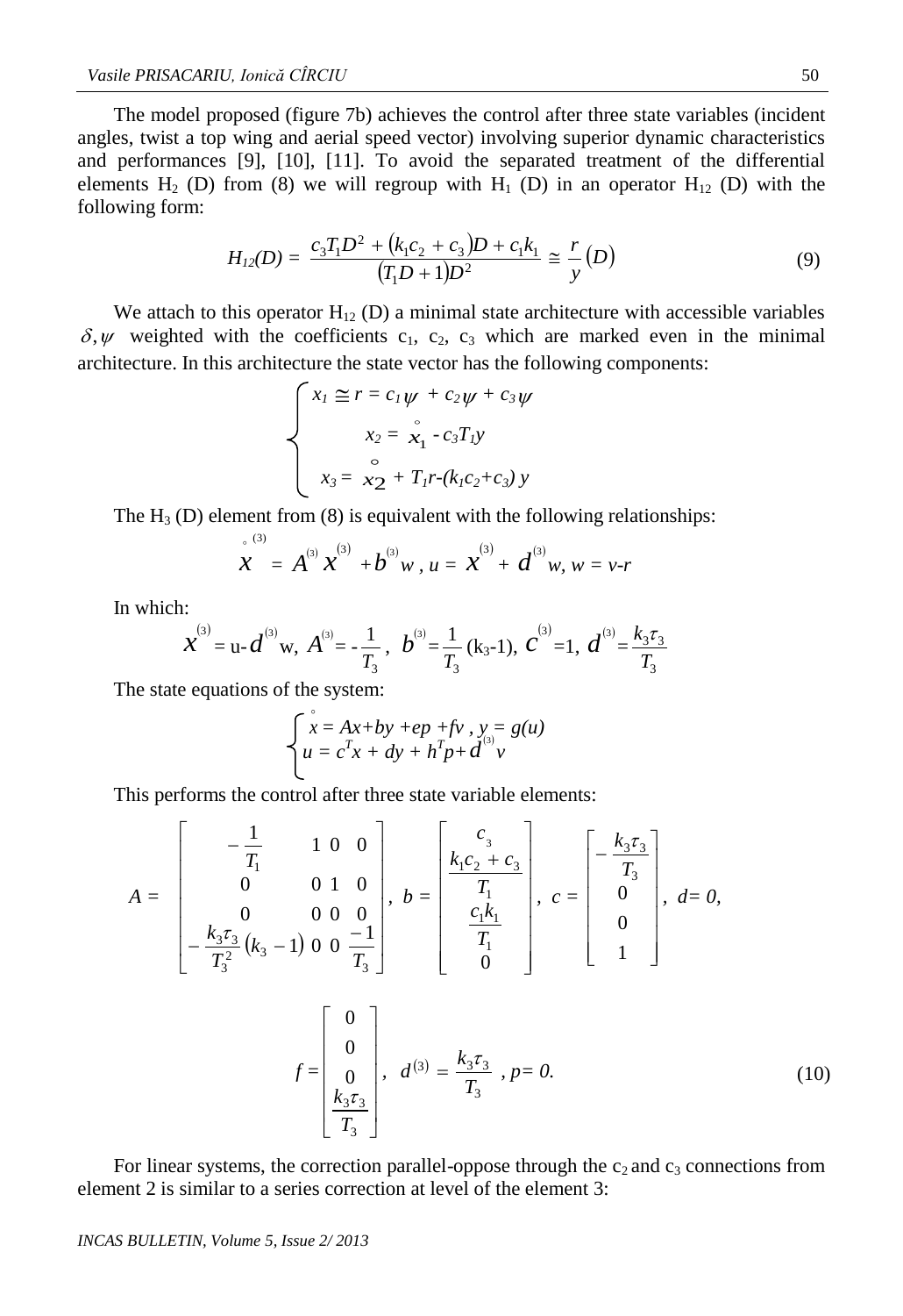The model proposed (figure 7b) achieves the control after three state variables (incident angles, twist a top wing and aerial speed vector) involving superior dynamic characteristics and performances [9], [10], [11]. To avoid the separated treatment of the differential elements $H_2$ (D) from (8) we will regroup with $H_1$ (D) in an operator $H_{12}$ (D) with the following form:

$$H_{12}(D) = \frac{c_3T_1D^2 + (k_1c_2 + c_3)D + c_1k_1}{(T_1D+1)D^2} \cong \frac{r}{y}(D) \tag{9}$$

We attach to this operator $H_{12}$ (D) a minimal state architecture with accessible variables $\delta, \psi$ weighted with the coefficients $c_1$, $c_2$, $c_3$ which are marked even in the minimal architecture. In this architecture the state vector has the following components:

$$\begin{cases} x_1 \cong r = c_1\psi + c_2\psi + c_3\psi \\ x_2 = \overset{\circ}{x_1} - c_3T_1y \\ x_3 = \overset{\circ}{x_2} + T_1r-(k_1c_2+c_3)\,y \end{cases}$$

The $H_3$ (D) element from (8) is equivalent with the following relationships:

$$\overset{\circ}{x}^{(3)} = A^{(3)}x^{(3)} + b^{(3)}w\,,\ u = x^{(3)} + d^{(3)}w,\ w = v-r$$

In which:

$$x^{(3)} = u - d^{(3)}w,\ A^{(3)} = -\frac{1}{T_3},\ b^{(3)} = \frac{1}{T_3}(k_3-1),\ c^{(3)} = 1,\ d^{(3)} = \frac{k_3\tau_3}{T_3}$$

The state equations of the system:

$$\begin{cases} \overset{\circ}{x} = Ax+by+ep+fv\,,\ y = g(u) \\ u = c^Tx + dy + h^Tp + d^{(3)}v \end{cases}$$

This performs the control after three state variable elements:

$$A = \begin{bmatrix} -\frac{1}{T_1} & 1 & 0 & 0 \\ 0 & 0 & 1 & 0 \\ 0 & 0 & 0 & 0 \\ -\frac{k_3\tau_3}{T_3^2}(k_3-1) & 0 & 0 & \frac{-1}{T_3} \end{bmatrix},\ b = \begin{bmatrix} c_3 \\ \frac{k_1c_2+c_3}{T_1} \\ \frac{c_1k_1}{T_1} \\ 0 \end{bmatrix},\ c = \begin{bmatrix} -\frac{k_3\tau_3}{T_3} \\ 0 \\ 0 \\ 1 \end{bmatrix},\ d = 0,$$

$$f = \begin{bmatrix} 0 \\ 0 \\ 0 \\ \frac{k_3\tau_3}{T_3} \end{bmatrix},\ d^{(3)} = \frac{k_3\tau_3}{T_3}\ ,\ p = 0. \tag{10}$$

For linear systems, the correction parallel-oppose through the $c_2$ and $c_3$ connections from element 2 is similar to a series correction at level of the element 3: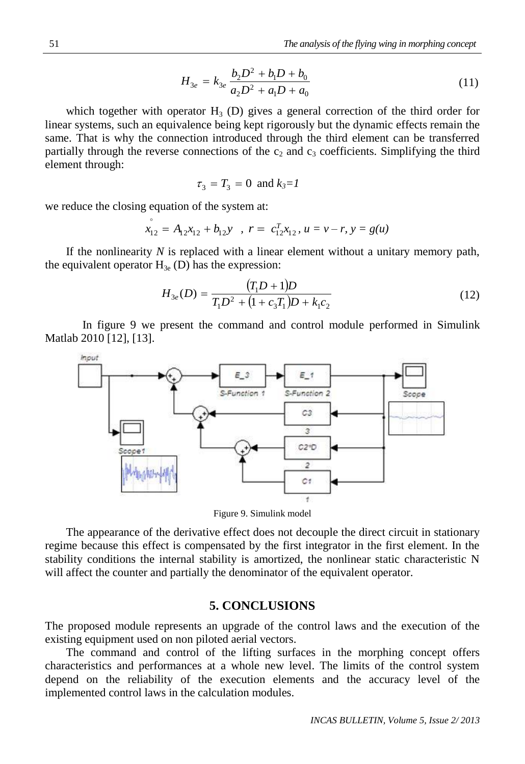$$H_{3e} = k_{3e} \frac{b_2 D^2 + b_1 D + b_0}{a_2 D^2 + a_1 D + a_0} \tag{11}$$

which together with operator $H_3$ (D) gives a general correction of the third order for linear systems, such an equivalence being kept rigorously but the dynamic effects remain the same. That is why the connection introduced through the third element can be transferred partially through the reverse connections of the $c_2$ and $c_3$ coefficients. Simplifying the third element through:

$$\tau_3 = T_3 = 0 \text{ and } k_3 = 1$$

we reduce the closing equation of the system at:

$$\overset{\circ}{x}_{12} = A_{12} x_{12} + b_{12} y \;\; , \; r = c_{12}^T x_{12}, \; u = v - r, \; y = g(u)$$

If the nonlinearity $N$ is replaced with a linear element without a unitary memory path, the equivalent operator $H_{3e}$ (D) has the expression:

$$H_{3e}(D) = \frac{(T_1 D + 1)D}{T_1 D^2 + (1 + c_3 T_1)D + k_1 c_2} \tag{12}$$

In figure 9 we present the command and control module performed in Simulink Matlab 2010 [12], [13].

Figure 9. Simulink model

The appearance of the derivative effect does not decouple the direct circuit in stationary regime because this effect is compensated by the first integrator in the first element. In the stability conditions the internal stability is amortized, the nonlinear static characteristic N will affect the counter and partially the denominator of the equivalent operator.

## 5. CONCLUSIONS

The proposed module represents an upgrade of the control laws and the execution of the existing equipment used on non piloted aerial vectors.

The command and control of the lifting surfaces in the morphing concept offers characteristics and performances at a whole new level. The limits of the control system depend on the reliability of the execution elements and the accuracy level of the implemented control laws in the calculation modules.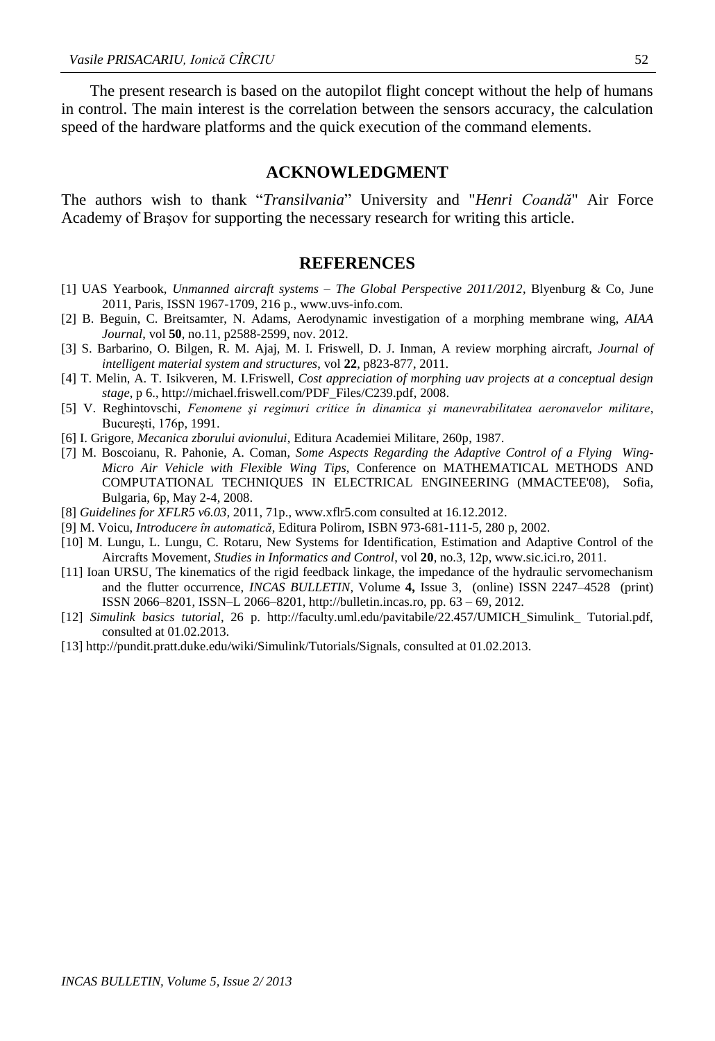The present research is based on the autopilot flight concept without the help of humans in control. The main interest is the correlation between the sensors accuracy, the calculation speed of the hardware platforms and the quick execution of the command elements.

## ACKNOWLEDGMENT

The authors wish to thank "*Transilvania*" University and "*Henri Coandă*" Air Force Academy of Braşov for supporting the necessary research for writing this article.

## REFERENCES

[1] UAS Yearbook, *Unmanned aircraft systems – The Global Perspective 2011/2012*, Blyenburg & Co, June 2011, Paris, ISSN 1967-1709, 216 p., www.uvs-info.com.

[2] B. Beguin, C. Breitsamter, N. Adams, Aerodynamic investigation of a morphing membrane wing, *AIAA Journal*, vol **50**, no.11, p2588-2599, nov. 2012.

[3] S. Barbarino, O. Bilgen, R. M. Ajaj, M. I. Friswell, D. J. Inman, A review morphing aircraft, *Journal of intelligent material system and structures*, vol **22**, p823-877, 2011.

[4] T. Melin, A. T. Isikveren, M. I.Friswell, *Cost appreciation of morphing uav projects at a conceptual design stage*, p 6., http://michael.friswell.com/PDF_Files/C239.pdf, 2008.

[5] V. Reghintovschi, *Fenomene şi regimuri critice în dinamica şi manevrabilitatea aeronavelor militare*, Bucureşti, 176p, 1991.

[6] I. Grigore, *Mecanica zborului avionului*, Editura Academiei Militare, 260p, 1987.

[7] M. Boscoianu, R. Pahonie, A. Coman, *Some Aspects Regarding the Adaptive Control of a Flying Wing-Micro Air Vehicle with Flexible Wing Tips*, Conference on MATHEMATICAL METHODS AND COMPUTATIONAL TECHNIQUES IN ELECTRICAL ENGINEERING (MMACTEE'08), Sofia, Bulgaria, 6p, May 2-4, 2008.

[8] *Guidelines for XFLR5 v6.03*, 2011, 71p., www.xflr5.com consulted at 16.12.2012.

[9] M. Voicu, *Introducere în automatică*, Editura Polirom, ISBN 973-681-111-5, 280 p, 2002.

[10] M. Lungu, L. Lungu, C. Rotaru, New Systems for Identification, Estimation and Adaptive Control of the Aircrafts Movement, *Studies in Informatics and Control*, vol **20**, no.3, 12p, www.sic.ici.ro, 2011.

[11] Ioan URSU, The kinematics of the rigid feedback linkage, the impedance of the hydraulic servomechanism and the flutter occurrence, *INCAS BULLETIN*, Volume **4,** Issue 3, (online) ISSN 2247–4528 (print) ISSN 2066–8201, ISSN–L 2066–8201, http://bulletin.incas.ro, pp. 63 – 69, 2012.

[12] *Simulink basics tutorial*, 26 p. http://faculty.uml.edu/pavitabile/22.457/UMICH_Simulink_ Tutorial.pdf, consulted at 01.02.2013.

[13] http://pundit.pratt.duke.edu/wiki/Simulink/Tutorials/Signals, consulted at 01.02.2013.